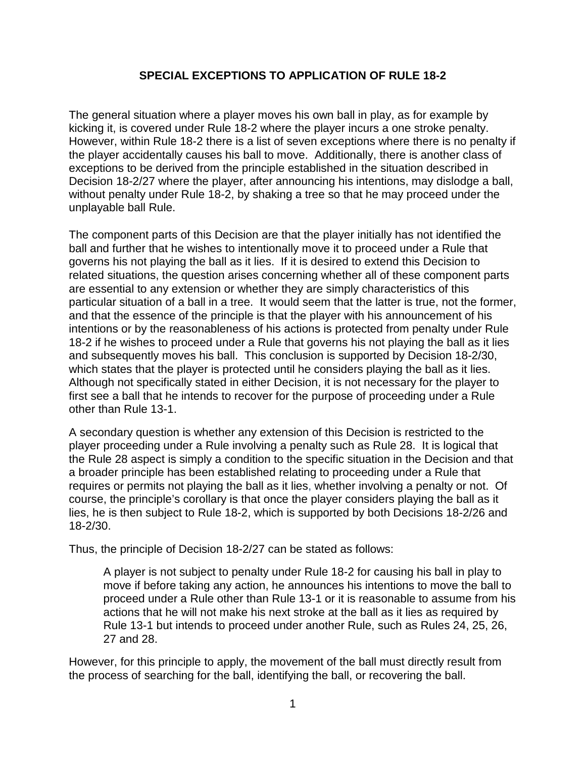## SPECIAL EXCEPTIONS TO APPLICATION OF RULE 18-2

The general situation where a player moves his own ball in play, as for example by kicking it, is covered under Rule 18-2 where the player incurs a one stroke penalty. However, within Rule 18-2 there is a list of seven exceptions where there is no penalty if the player accidentally causes his ball to move. Additionally, there is another class of exceptions to be derived from the principle established in the situation described in Decision 18-2/27 where the player, after announcing his intentions, may dislodge a ball, without penalty under Rule 18-2, by shaking a tree so that he may proceed under the unplayable ball Rule.

The component parts of this Decision are that the player initially has not identified the ball and further that he wishes to intentionally move it to proceed under a Rule that governs his not playing the ball as it lies. If it is desired to extend this Decision to related situations, the question arises concerning whether all of these component parts are essential to any extension or whether they are simply characteristics of this particular situation of a ball in a tree. It would seem that the latter is true, not the former, and that the essence of the principle is that the player with his announcement of his intentions or by the reasonableness of his actions is protected from penalty under Rule 18-2 if he wishes to proceed under a Rule that governs his not playing the ball as it lies and subsequently moves his ball. This conclusion is supported by Decision 18-2/30, which states that the player is protected until he considers playing the ball as it lies. Although not specifically stated in either Decision, it is not necessary for the player to first see a ball that he intends to recover for the purpose of proceeding under a Rule other than Rule 13-1.

A secondary question is whether any extension of this Decision is restricted to the player proceeding under a Rule involving a penalty such as Rule 28. It is logical that the Rule 28 aspect is simply a condition to the specific situation in the Decision and that a broader principle has been established relating to proceeding under a Rule that requires or permits not playing the ball as it lies, whether involving a penalty or not. Of course, the principle's corollary is that once the player considers playing the ball as it lies, he is then subject to Rule 18-2, which is supported by both Decisions 18-2/26 and 18-2/30.

Thus, the principle of Decision 18-2/27 can be stated as follows:

> A player is not subject to penalty under Rule 18-2 for causing his ball in play to move if before taking any action, he announces his intentions to move the ball to proceed under a Rule other than Rule 13-1 or it is reasonable to assume from his actions that he will not make his next stroke at the ball as it lies as required by Rule 13-1 but intends to proceed under another Rule, such as Rules 24, 25, 26, 27 and 28.

However, for this principle to apply, the movement of the ball must directly result from the process of searching for the ball, identifying the ball, or recovering the ball.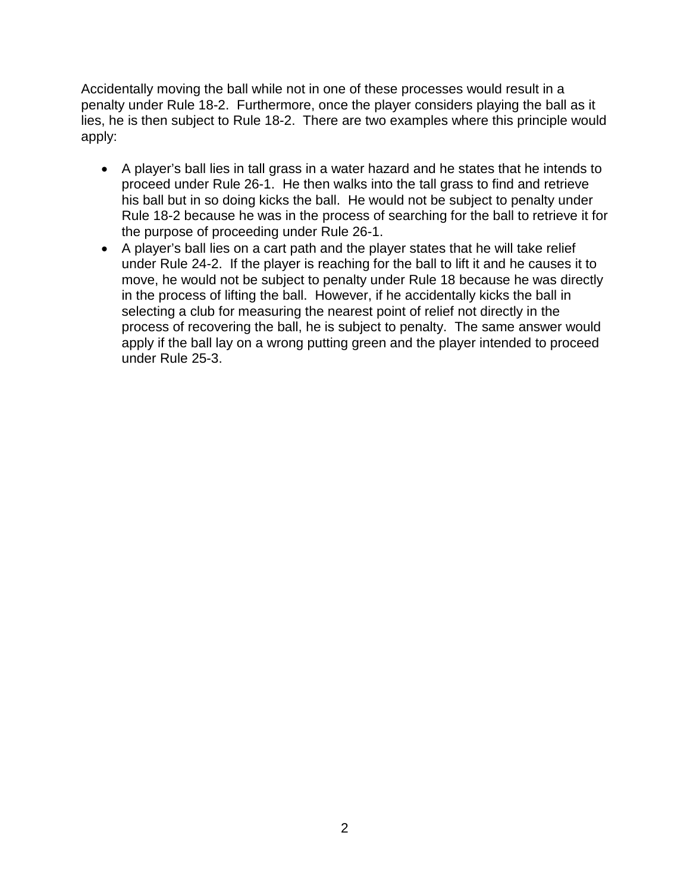Accidentally moving the ball while not in one of these processes would result in a penalty under Rule 18-2. Furthermore, once the player considers playing the ball as it lies, he is then subject to Rule 18-2. There are two examples where this principle would apply:

- A player's ball lies in tall grass in a water hazard and he states that he intends to proceed under Rule 26-1. He then walks into the tall grass to find and retrieve his ball but in so doing kicks the ball. He would not be subject to penalty under Rule 18-2 because he was in the process of searching for the ball to retrieve it for the purpose of proceeding under Rule 26-1.
- A player's ball lies on a cart path and the player states that he will take relief under Rule 24-2. If the player is reaching for the ball to lift it and he causes it to move, he would not be subject to penalty under Rule 18 because he was directly in the process of lifting the ball. However, if he accidentally kicks the ball in selecting a club for measuring the nearest point of relief not directly in the process of recovering the ball, he is subject to penalty. The same answer would apply if the ball lay on a wrong putting green and the player intended to proceed under Rule 25-3.